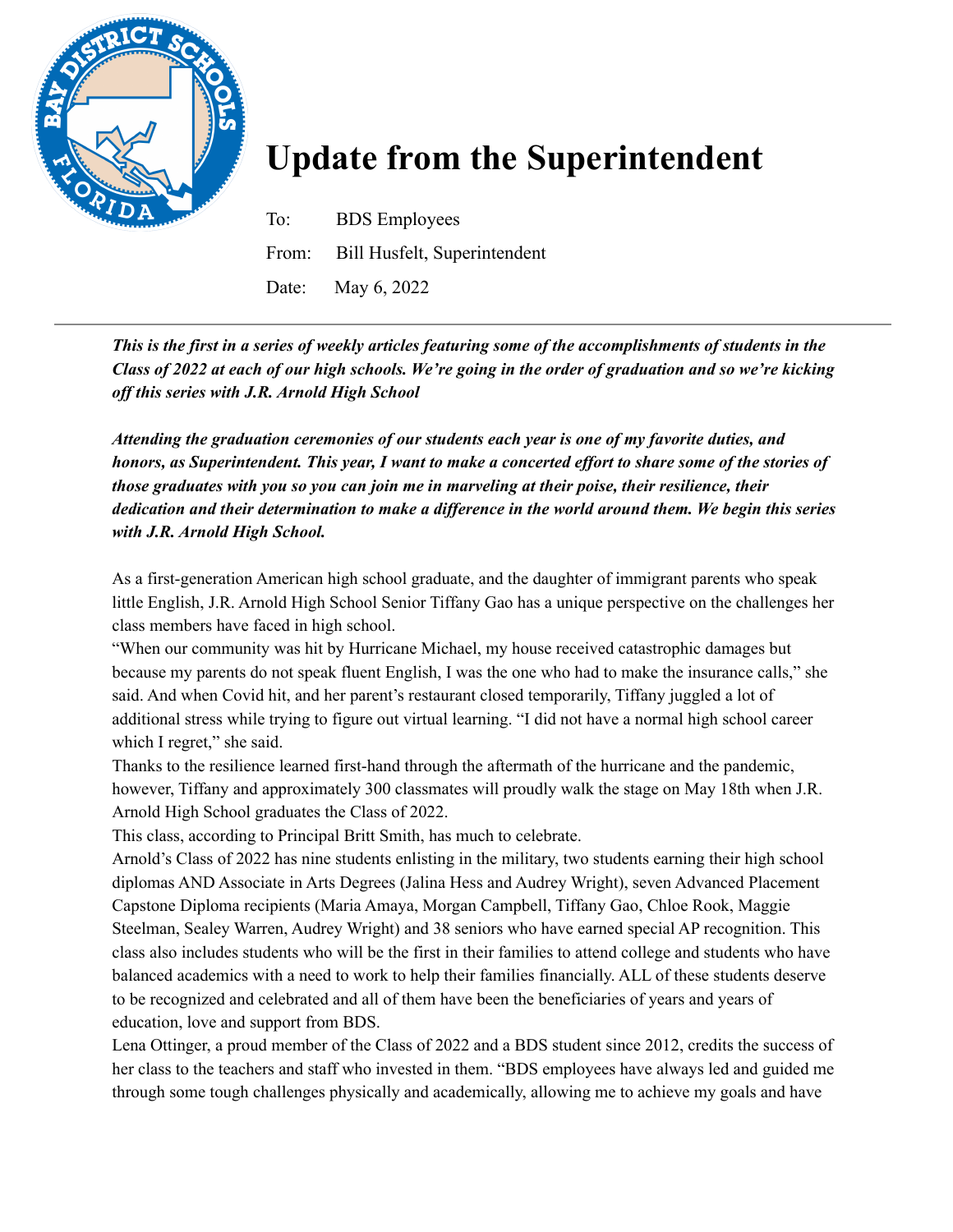# Update from the Superintendent

To: BDS Employees

From: Bill Husfelt, Superintendent

Date: May 6, 2022

---

***This is the first in a series of weekly articles featuring some of the accomplishments of students in the Class of 2022 at each of our high schools. We're going in the order of graduation and so we're kicking off this series with J.R. Arnold High School***

***Attending the graduation ceremonies of our students each year is one of my favorite duties, and honors, as Superintendent. This year, I want to make a concerted effort to share some of the stories of those graduates with you so you can join me in marveling at their poise, their resilience, their dedication and their determination to make a difference in the world around them. We begin this series with J.R. Arnold High School.***

As a first-generation American high school graduate, and the daughter of immigrant parents who speak little English, J.R. Arnold High School Senior Tiffany Gao has a unique perspective on the challenges her class members have faced in high school.

"When our community was hit by Hurricane Michael, my house received catastrophic damages but because my parents do not speak fluent English, I was the one who had to make the insurance calls," she said. And when Covid hit, and her parent's restaurant closed temporarily, Tiffany juggled a lot of additional stress while trying to figure out virtual learning. "I did not have a normal high school career which I regret," she said.

Thanks to the resilience learned first-hand through the aftermath of the hurricane and the pandemic, however, Tiffany and approximately 300 classmates will proudly walk the stage on May 18th when J.R. Arnold High School graduates the Class of 2022.

This class, according to Principal Britt Smith, has much to celebrate.

Arnold's Class of 2022 has nine students enlisting in the military, two students earning their high school diplomas AND Associate in Arts Degrees (Jalina Hess and Audrey Wright), seven Advanced Placement Capstone Diploma recipients (Maria Amaya, Morgan Campbell, Tiffany Gao, Chloe Rook, Maggie Steelman, Sealey Warren, Audrey Wright) and 38 seniors who have earned special AP recognition. This class also includes students who will be the first in their families to attend college and students who have balanced academics with a need to work to help their families financially. ALL of these students deserve to be recognized and celebrated and all of them have been the beneficiaries of years and years of education, love and support from BDS.

Lena Ottinger, a proud member of the Class of 2022 and a BDS student since 2012, credits the success of her class to the teachers and staff who invested in them. "BDS employees have always led and guided me through some tough challenges physically and academically, allowing me to achieve my goals and have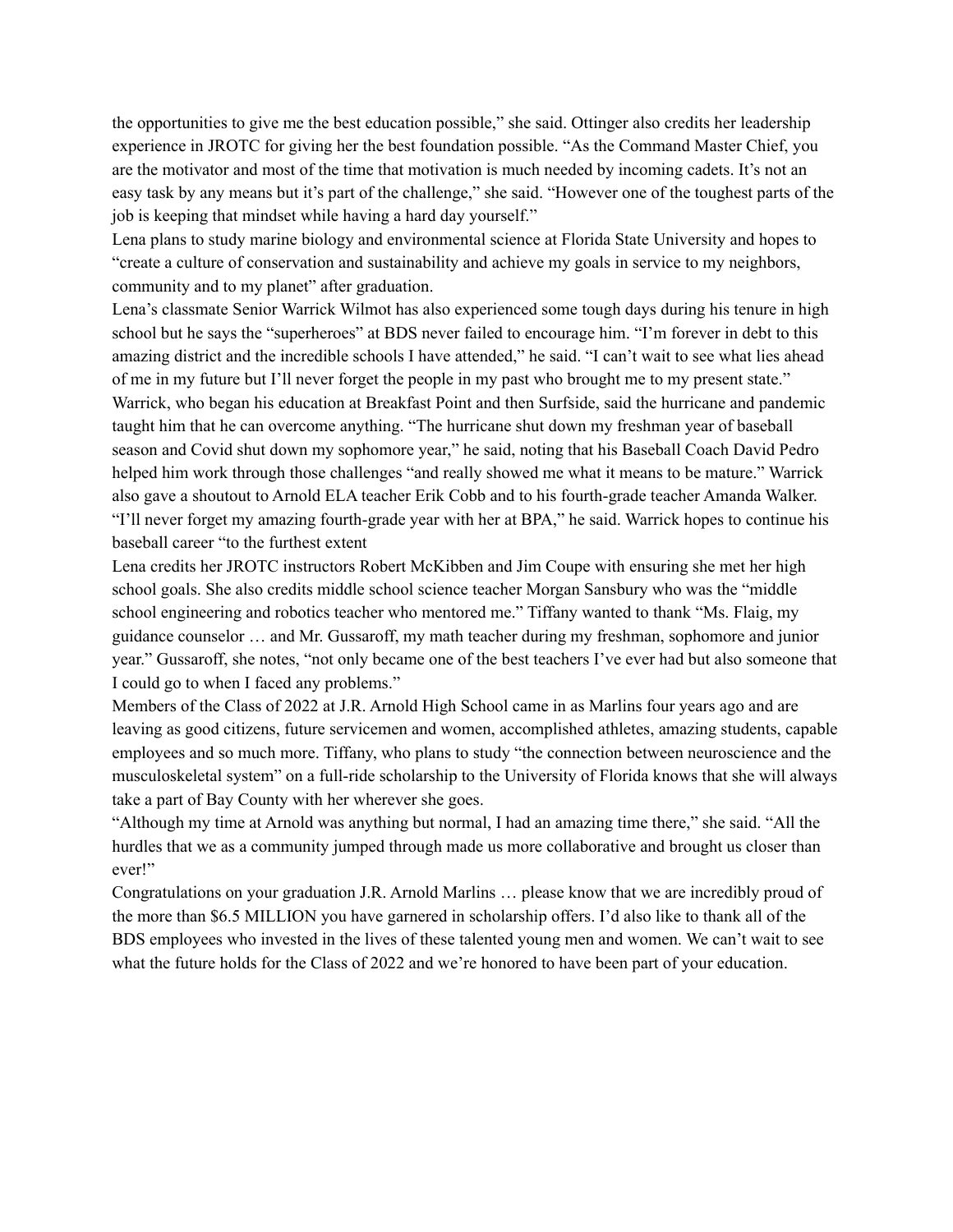the opportunities to give me the best education possible," she said. Ottinger also credits her leadership experience in JROTC for giving her the best foundation possible. "As the Command Master Chief, you are the motivator and most of the time that motivation is much needed by incoming cadets. It's not an easy task by any means but it's part of the challenge," she said. "However one of the toughest parts of the job is keeping that mindset while having a hard day yourself."

Lena plans to study marine biology and environmental science at Florida State University and hopes to "create a culture of conservation and sustainability and achieve my goals in service to my neighbors, community and to my planet" after graduation.

Lena's classmate Senior Warrick Wilmot has also experienced some tough days during his tenure in high school but he says the "superheroes" at BDS never failed to encourage him. "I'm forever in debt to this amazing district and the incredible schools I have attended," he said. "I can't wait to see what lies ahead of me in my future but I'll never forget the people in my past who brought me to my present state." Warrick, who began his education at Breakfast Point and then Surfside, said the hurricane and pandemic taught him that he can overcome anything. "The hurricane shut down my freshman year of baseball season and Covid shut down my sophomore year," he said, noting that his Baseball Coach David Pedro helped him work through those challenges "and really showed me what it means to be mature." Warrick also gave a shoutout to Arnold ELA teacher Erik Cobb and to his fourth-grade teacher Amanda Walker. "I'll never forget my amazing fourth-grade year with her at BPA," he said. Warrick hopes to continue his baseball career "to the furthest extent

Lena credits her JROTC instructors Robert McKibben and Jim Coupe with ensuring she met her high school goals. She also credits middle school science teacher Morgan Sansbury who was the "middle school engineering and robotics teacher who mentored me." Tiffany wanted to thank "Ms. Flaig, my guidance counselor … and Mr. Gussaroff, my math teacher during my freshman, sophomore and junior year." Gussaroff, she notes, "not only became one of the best teachers I've ever had but also someone that I could go to when I faced any problems."

Members of the Class of 2022 at J.R. Arnold High School came in as Marlins four years ago and are leaving as good citizens, future servicemen and women, accomplished athletes, amazing students, capable employees and so much more. Tiffany, who plans to study "the connection between neuroscience and the musculoskeletal system" on a full-ride scholarship to the University of Florida knows that she will always take a part of Bay County with her wherever she goes.

"Although my time at Arnold was anything but normal, I had an amazing time there," she said. "All the hurdles that we as a community jumped through made us more collaborative and brought us closer than ever!"

Congratulations on your graduation J.R. Arnold Marlins … please know that we are incredibly proud of the more than $6.5 MILLION you have garnered in scholarship offers. I'd also like to thank all of the BDS employees who invested in the lives of these talented young men and women. We can't wait to see what the future holds for the Class of 2022 and we're honored to have been part of your education.